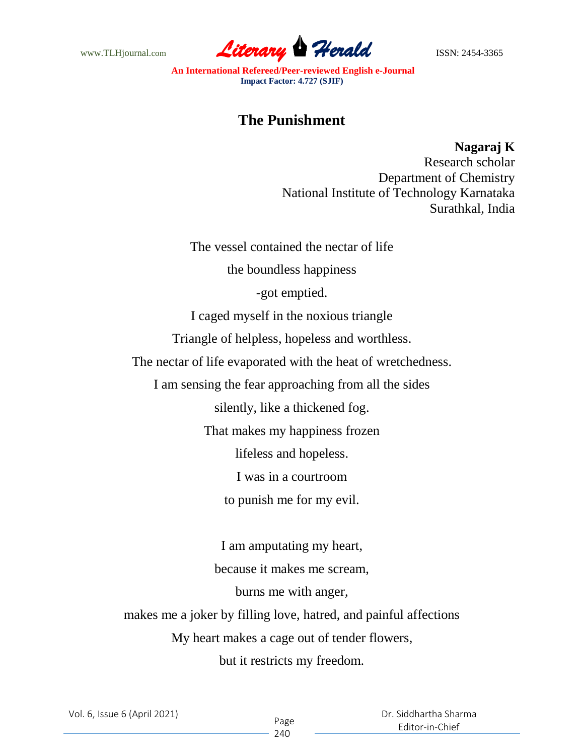# The Punishment

**Nagaraj K**
Research scholar
Department of Chemistry
National Institute of Technology Karnataka
Surathkal, India

The vessel contained the nectar of life
the boundless happiness
-got emptied.
I caged myself in the noxious triangle
Triangle of helpless, hopeless and worthless.
The nectar of life evaporated with the heat of wretchedness.
I am sensing the fear approaching from all the sides
silently, like a thickened fog.
That makes my happiness frozen
lifeless and hopeless.
I was in a courtroom
to punish me for my evil.

I am amputating my heart,
because it makes me scream,
burns me with anger,
makes me a joker by filling love, hatred, and painful affections
My heart makes a cage out of tender flowers,
but it restricts my freedom.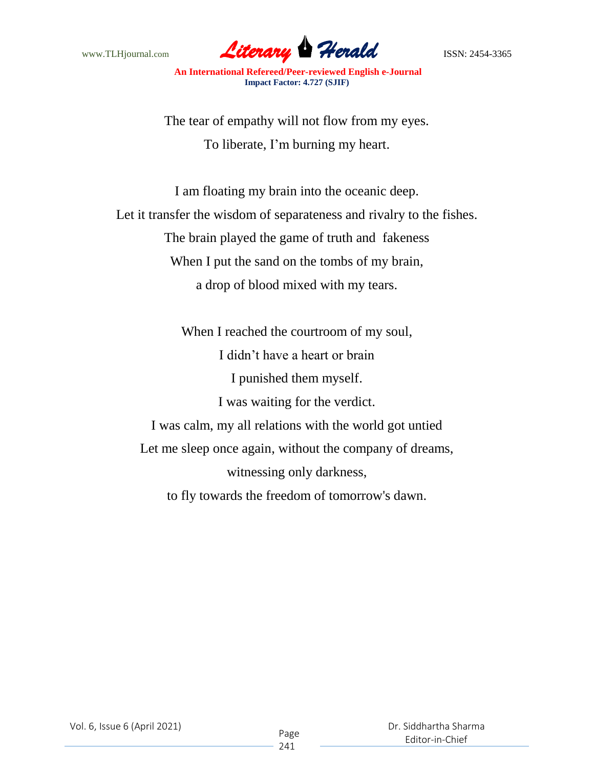The tear of empathy will not flow from my eyes.
To liberate, I'm burning my heart.

I am floating my brain into the oceanic deep.
Let it transfer the wisdom of separateness and rivalry to the fishes.
The brain played the game of truth and fakeness
When I put the sand on the tombs of my brain,
a drop of blood mixed with my tears.

When I reached the courtroom of my soul,
I didn't have a heart or brain
I punished them myself.
I was waiting for the verdict.
I was calm, my all relations with the world got untied
Let me sleep once again, without the company of dreams,
witnessing only darkness,
to fly towards the freedom of tomorrow's dawn.